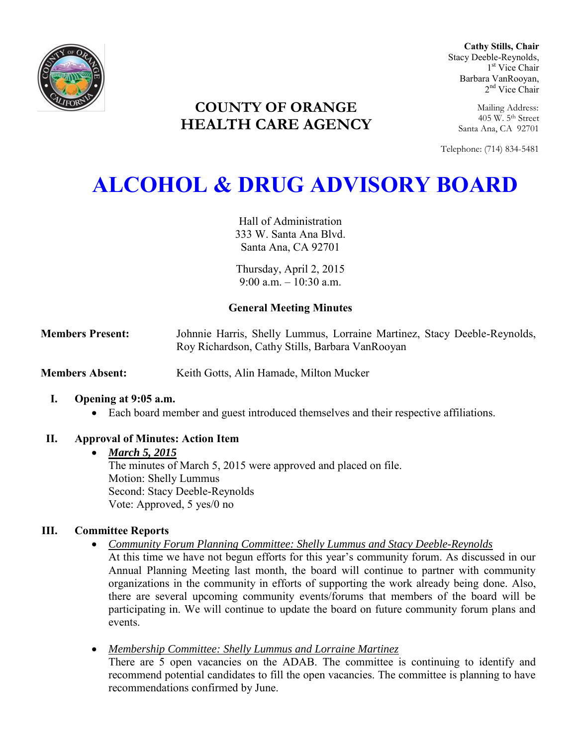**Cathy Stills, Chair**
Stacy Deeble-Reynolds, 1st Vice Chair
Barbara VanRooyan, 2nd Vice Chair

Mailing Address:
405 W. 5th Street
Santa Ana, CA 92701

Telephone: (714) 834-5481

## COUNTY OF ORANGE
## HEALTH CARE AGENCY

# ALCOHOL & DRUG ADVISORY BOARD

Hall of Administration
333 W. Santa Ana Blvd.
Santa Ana, CA 92701

Thursday, April 2, 2015
9:00 a.m. – 10:30 a.m.

### General Meeting Minutes

**Members Present:** Johnnie Harris, Shelly Lummus, Lorraine Martinez, Stacy Deeble-Reynolds, Roy Richardson, Cathy Stills, Barbara VanRooyan

**Members Absent:** Keith Gotts, Alin Hamade, Milton Mucker

**I. Opening at 9:05 a.m.**

- Each board member and guest introduced themselves and their respective affiliations.

**II. Approval of Minutes: Action Item**

- ***March 5, 2015***
  The minutes of March 5, 2015 were approved and placed on file.
  Motion: Shelly Lummus
  Second: Stacy Deeble-Reynolds
  Vote: Approved, 5 yes/0 no

**III. Committee Reports**

- *Community Forum Planning Committee: Shelly Lummus and Stacy Deeble-Reynolds*
  At this time we have not begun efforts for this year's community forum. As discussed in our Annual Planning Meeting last month, the board will continue to partner with community organizations in the community in efforts of supporting the work already being done. Also, there are several upcoming community events/forums that members of the board will be participating in. We will continue to update the board on future community forum plans and events.

- *Membership Committee: Shelly Lummus and Lorraine Martinez*
  There are 5 open vacancies on the ADAB. The committee is continuing to identify and recommend potential candidates to fill the open vacancies. The committee is planning to have recommendations confirmed by June.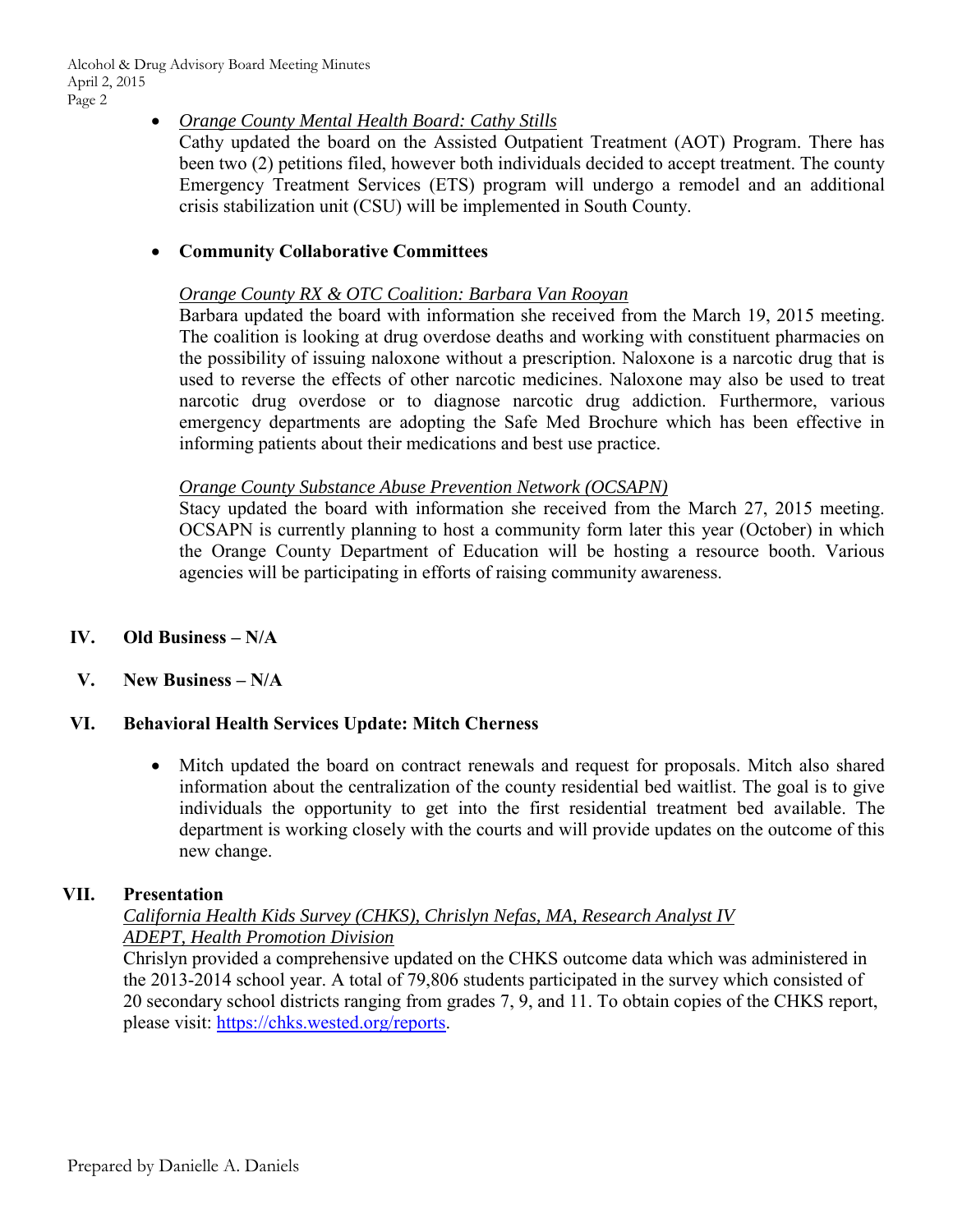- *Orange County Mental Health Board: Cathy Stills*
  Cathy updated the board on the Assisted Outpatient Treatment (AOT) Program. There has been two (2) petitions filed, however both individuals decided to accept treatment. The county Emergency Treatment Services (ETS) program will undergo a remodel and an additional crisis stabilization unit (CSU) will be implemented in South County.

- **Community Collaborative Committees**

  *Orange County RX & OTC Coalition: Barbara Van Rooyan*
  Barbara updated the board with information she received from the March 19, 2015 meeting. The coalition is looking at drug overdose deaths and working with constituent pharmacies on the possibility of issuing naloxone without a prescription. Naloxone is a narcotic drug that is used to reverse the effects of other narcotic medicines. Naloxone may also be used to treat narcotic drug overdose or to diagnose narcotic drug addiction. Furthermore, various emergency departments are adopting the Safe Med Brochure which has been effective in informing patients about their medications and best use practice.

  *Orange County Substance Abuse Prevention Network (OCSAPN)*
  Stacy updated the board with information she received from the March 27, 2015 meeting. OCSAPN is currently planning to host a community form later this year (October) in which the Orange County Department of Education will be hosting a resource booth. Various agencies will be participating in efforts of raising community awareness.

## IV. Old Business – N/A

## V. New Business – N/A

## VI. Behavioral Health Services Update: Mitch Cherness

- Mitch updated the board on contract renewals and request for proposals. Mitch also shared information about the centralization of the county residential bed waitlist. The goal is to give individuals the opportunity to get into the first residential treatment bed available. The department is working closely with the courts and will provide updates on the outcome of this new change.

## VII. Presentation

*California Health Kids Survey (CHKS), Chrislyn Nefas, MA, Research Analyst IV*
*ADEPT, Health Promotion Division*

Chrislyn provided a comprehensive updated on the CHKS outcome data which was administered in the 2013-2014 school year. A total of 79,806 students participated in the survey which consisted of 20 secondary school districts ranging from grades 7, 9, and 11. To obtain copies of the CHKS report, please visit: [https://chks.wested.org/reports](https://chks.wested.org/reports).

Prepared by Danielle A. Daniels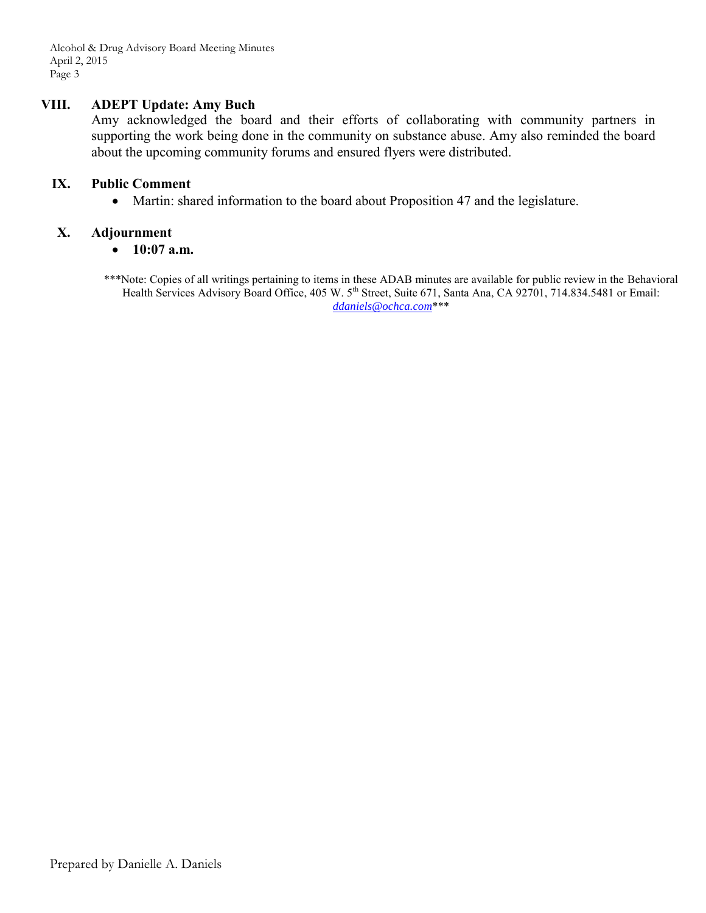## VIII. ADEPT Update: Amy Buch

Amy acknowledged the board and their efforts of collaborating with community partners in supporting the work being done in the community on substance abuse. Amy also reminded the board about the upcoming community forums and ensured flyers were distributed.

## IX. Public Comment

- Martin: shared information to the board about Proposition 47 and the legislature.

## X. Adjournment

- **10:07 a.m.**

***Note: Copies of all writings pertaining to items in these ADAB minutes are available for public review in the Behavioral Health Services Advisory Board Office, 405 W. 5th Street, Suite 671, Santa Ana, CA 92701, 714.834.5481 or Email: *ddaniels@ochca.com****

Prepared by Danielle A. Daniels